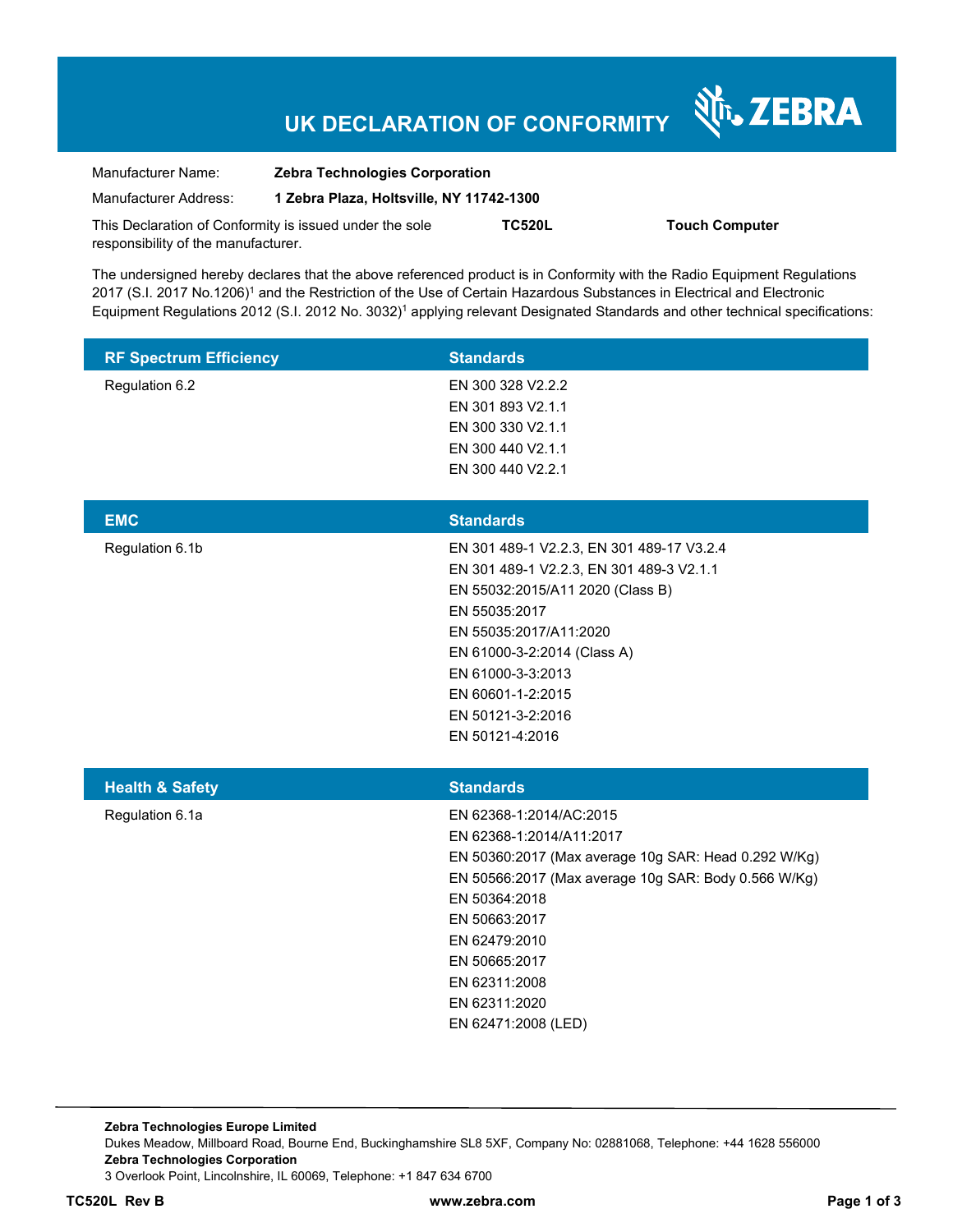# UK DECLARATION OF CONFORMITY

ZEBRA

| | |
|---|---|
| Manufacturer Name: | **Zebra Technologies Corporation** |
| Manufacturer Address: | **1 Zebra Plaza, Holtsville, NY 11742-1300** |

This Declaration of Conformity is issued under the sole responsibility of the manufacturer. **TC520L** **Touch Computer**

The undersigned hereby declares that the above referenced product is in Conformity with the Radio Equipment Regulations 2017 (S.I. 2017 No.1206)[1] and the Restriction of the Use of Certain Hazardous Substances in Electrical and Electronic Equipment Regulations 2012 (S.I. 2012 No. 3032)[1] applying relevant Designated Standards and other technical specifications:

| RF Spectrum Efficiency | Standards |
|---|---|
| Regulation 6.2 | EN 300 328 V2.2.2 |
| | EN 301 893 V2.1.1 |
| | EN 300 330 V2.1.1 |
| | EN 300 440 V2.1.1 |
| | EN 300 440 V2.2.1 |

| EMC | Standards |
|---|---|
| Regulation 6.1b | EN 301 489-1 V2.2.3, EN 301 489-17 V3.2.4 |
| | EN 301 489-1 V2.2.3, EN 301 489-3 V2.1.1 |
| | EN 55032:2015/A11 2020 (Class B) |
| | EN 55035:2017 |
| | EN 55035:2017/A11:2020 |
| | EN 61000-3-2:2014 (Class A) |
| | EN 61000-3-3:2013 |
| | EN 60601-1-2:2015 |
| | EN 50121-3-2:2016 |
| | EN 50121-4:2016 |

| Health & Safety | Standards |
|---|---|
| Regulation 6.1a | EN 62368-1:2014/AC:2015 |
| | EN 62368-1:2014/A11:2017 |
| | EN 50360:2017 (Max average 10g SAR: Head 0.292 W/Kg) |
| | EN 50566:2017 (Max average 10g SAR: Body 0.566 W/Kg) |
| | EN 50364:2018 |
| | EN 50663:2017 |
| | EN 62479:2010 |
| | EN 50665:2017 |
| | EN 62311:2008 |
| | EN 62311:2020 |
| | EN 62471:2008 (LED) |

**Zebra Technologies Europe Limited**
Dukes Meadow, Millboard Road, Bourne End, Buckinghamshire SL8 5XF, Company No: 02881068, Telephone: +44 1628 556000
**Zebra Technologies Corporation**
3 Overlook Point, Lincolnshire, IL 60069, Telephone: +1 847 634 6700

**TC520L Rev B** **www.zebra.com**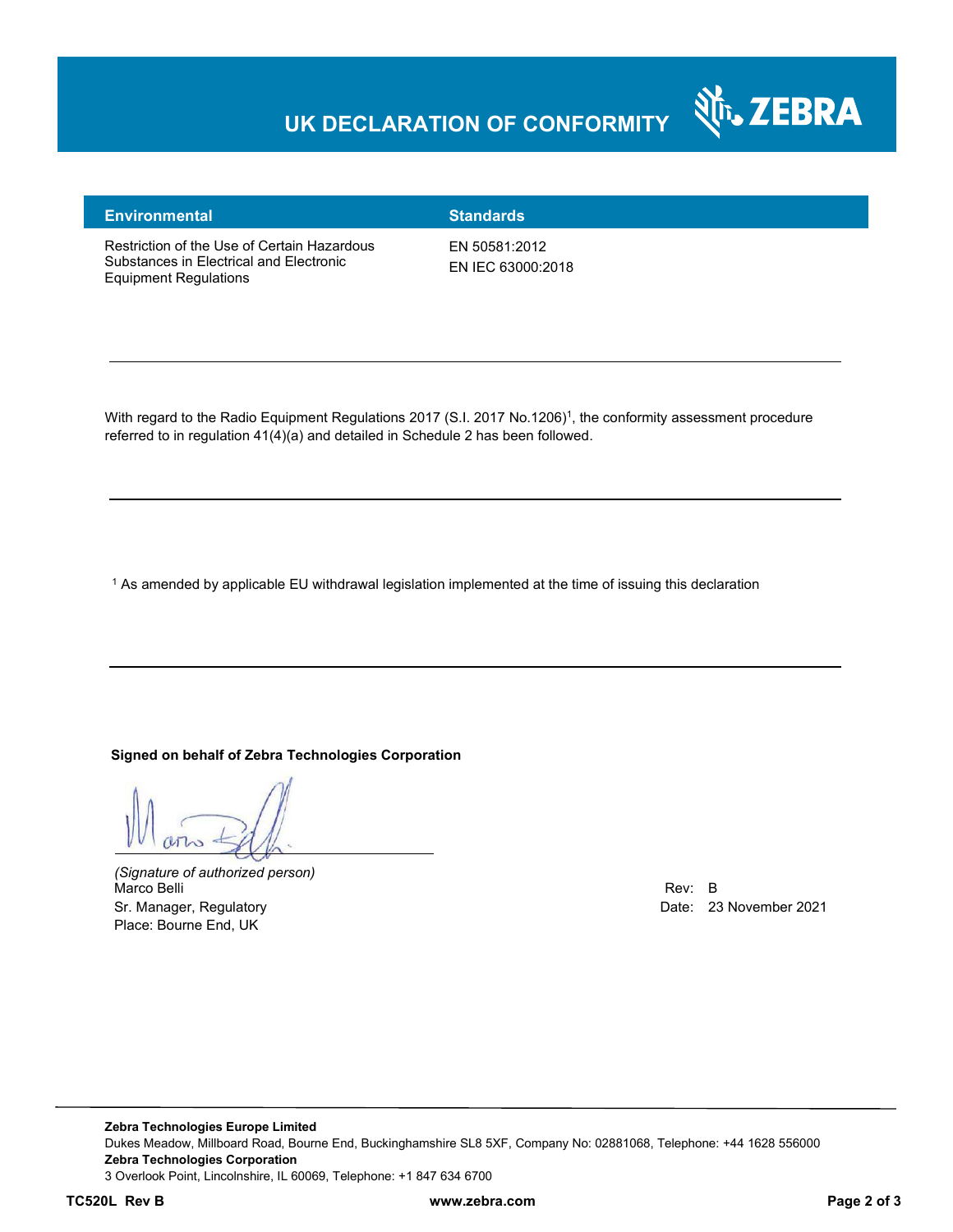# UK DECLARATION OF CONFORMITY

| Environmental | Standards |
|---|---|
| Restriction of the Use of Certain Hazardous Substances in Electrical and Electronic Equipment Regulations | EN 50581:2012<br>EN IEC 63000:2018 |

---

With regard to the Radio Equipment Regulations 2017 (S.I. 2017 No.1206)[1], the conformity assessment procedure referred to in regulation 41(4)(a) and detailed in Schedule 2 has been followed.

---

[1] As amended by applicable EU withdrawal legislation implemented at the time of issuing this declaration

---

**Signed on behalf of Zebra Technologies Corporation**

*(Signature of authorized person)*
Marco Belli
Sr. Manager, Regulatory
Place: Bourne End, UK

Rev: B
Date: 23 November 2021

**Zebra Technologies Europe Limited**
Dukes Meadow, Millboard Road, Bourne End, Buckinghamshire SL8 5XF, Company No: 02881068, Telephone: +44 1628 556000
**Zebra Technologies Corporation**
3 Overlook Point, Lincolnshire, IL 60069, Telephone: +1 847 634 6700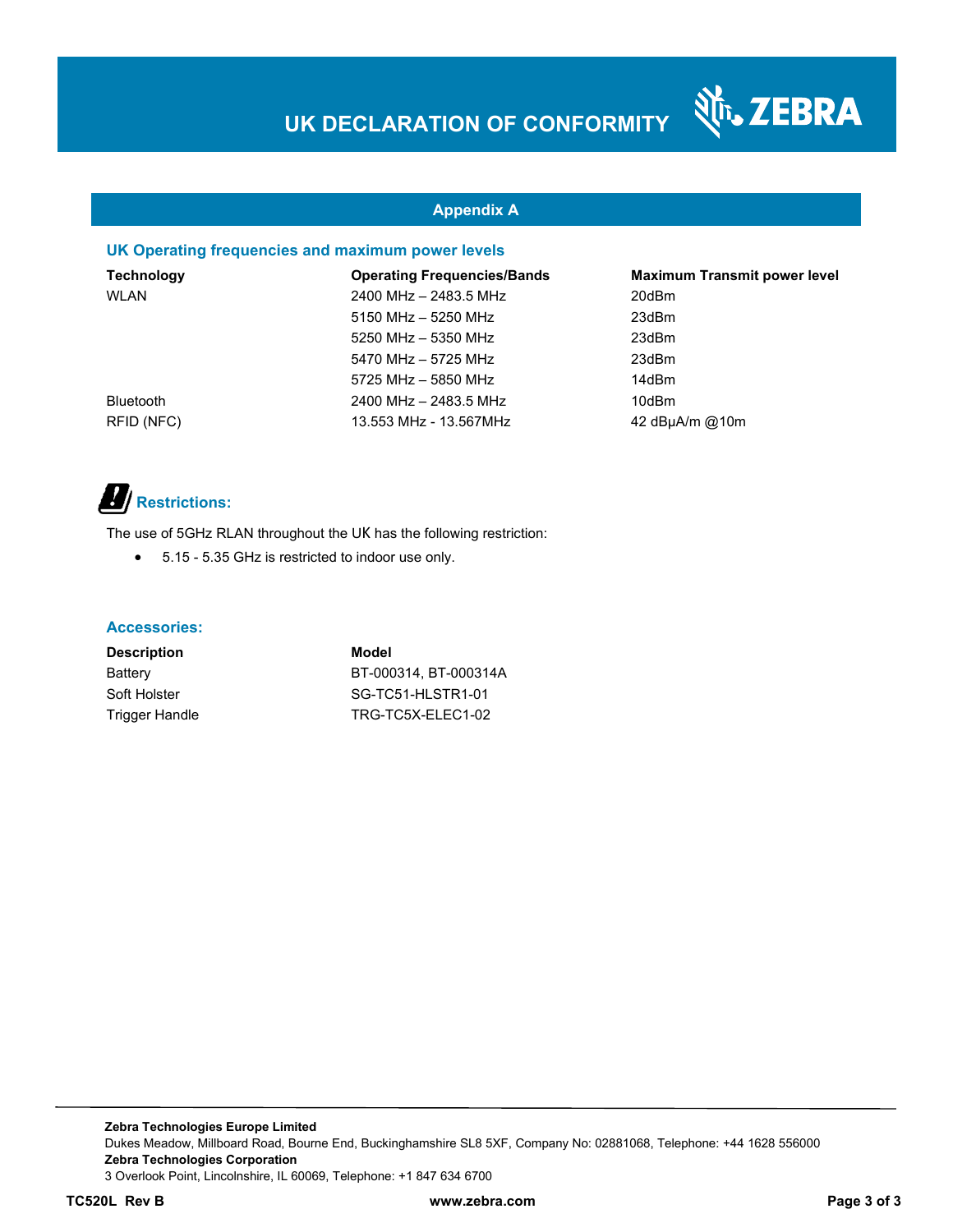# UK DECLARATION OF CONFORMITY

## Appendix A

### UK Operating frequencies and maximum power levels

| Technology | Operating Frequencies/Bands | Maximum Transmit power level |
|---|---|---|
| WLAN | 2400 MHz – 2483.5 MHz | 20dBm |
| | 5150 MHz – 5250 MHz | 23dBm |
| | 5250 MHz – 5350 MHz | 23dBm |
| | 5470 MHz – 5725 MHz | 23dBm |
| | 5725 MHz – 5850 MHz | 14dBm |
| Bluetooth | 2400 MHz – 2483.5 MHz | 10dBm |
| RFID (NFC) | 13.553 MHz - 13.567MHz | 42 dBμA/m @10m |

### Restrictions:

The use of 5GHz RLAN throughout the UK has the following restriction:

- 5.15 - 5.35 GHz is restricted to indoor use only.

### Accessories:

| Description | Model |
|---|---|
| Battery | BT-000314, BT-000314A |
| Soft Holster | SG-TC51-HLSTR1-01 |
| Trigger Handle | TRG-TC5X-ELEC1-02 |

**Zebra Technologies Europe Limited**
Dukes Meadow, Millboard Road, Bourne End, Buckinghamshire SL8 5XF, Company No: 02881068, Telephone: +44 1628 556000
**Zebra Technologies Corporation**
3 Overlook Point, Lincolnshire, IL 60069, Telephone: +1 847 634 6700

**TC520L Rev B** **www.zebra.com**